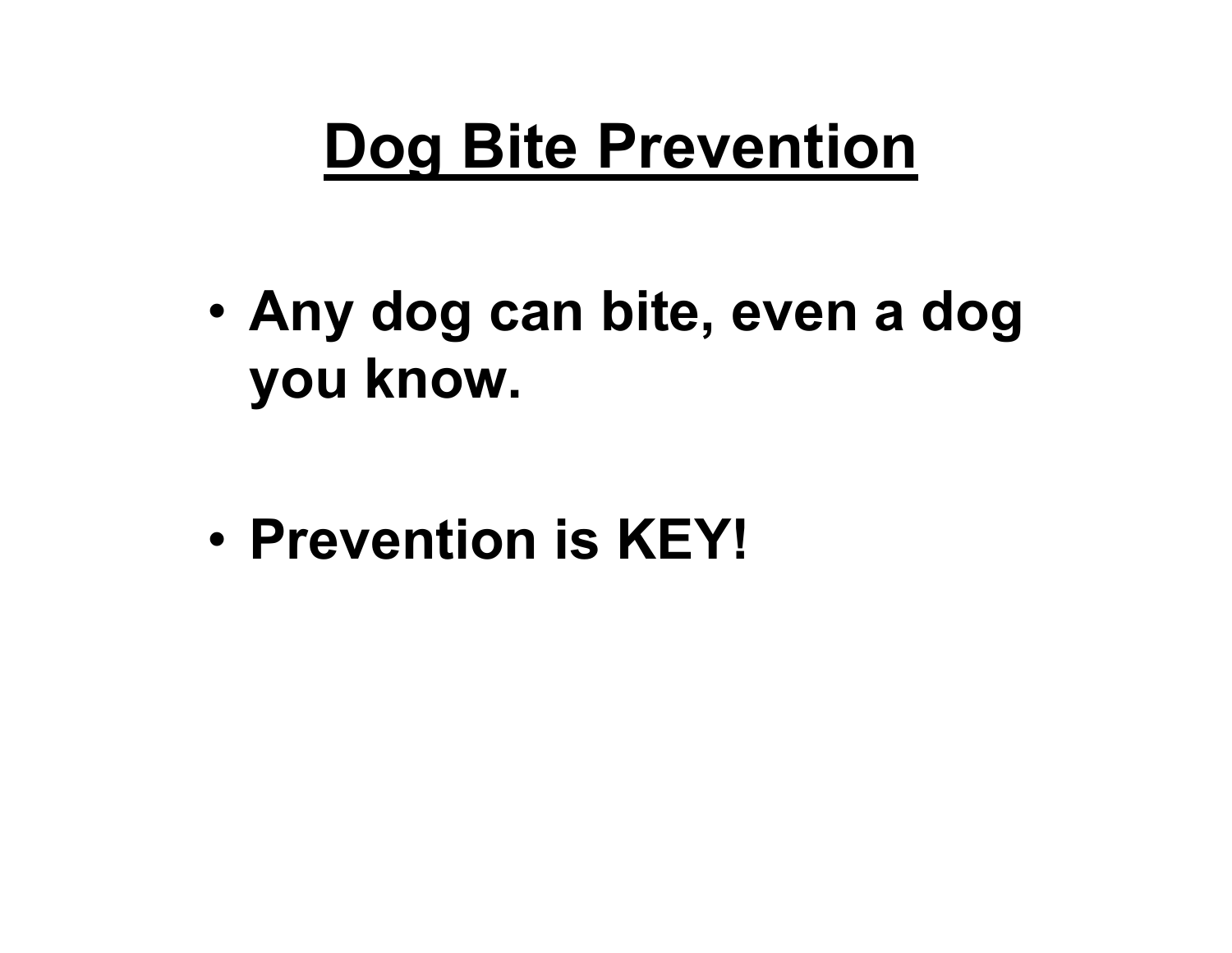# Dog Bite Prevention

- **Any dog can bite, even a dog you know.**

- **Prevention is KEY!**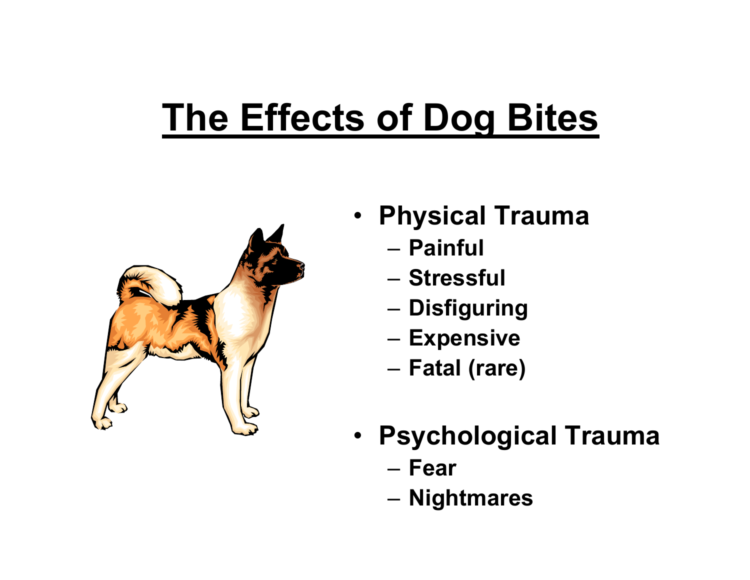# The Effects of Dog Bites

- **Physical Trauma**
  - Painful
  - Stressful
  - Disfiguring
  - Expensive
  - Fatal (rare)
- **Psychological Trauma**
  - Fear
  - Nightmares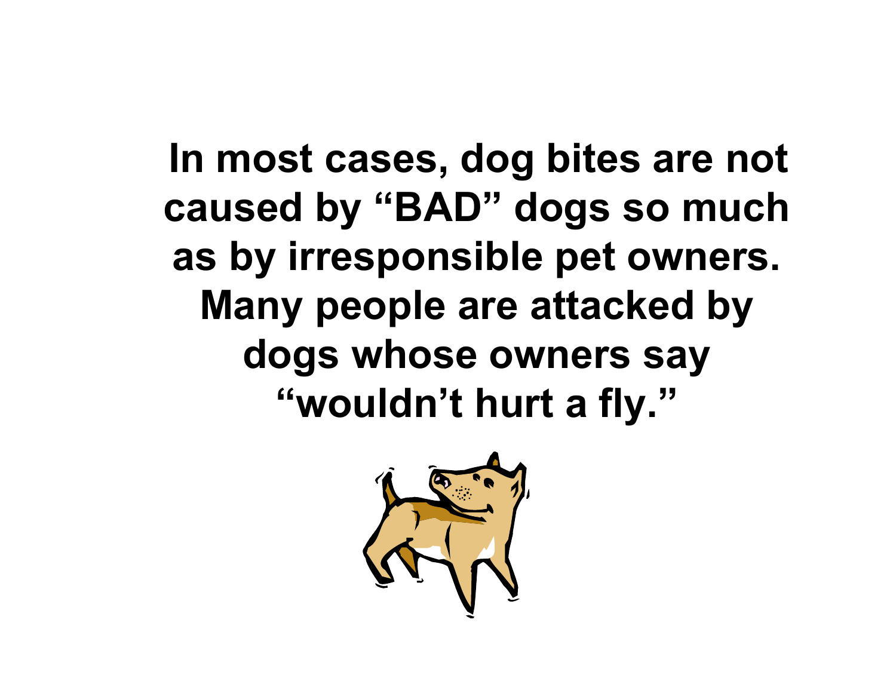**In most cases, dog bites are not caused by "BAD" dogs so much as by irresponsible pet owners. Many people are attacked by dogs whose owners say "wouldn't hurt a fly."**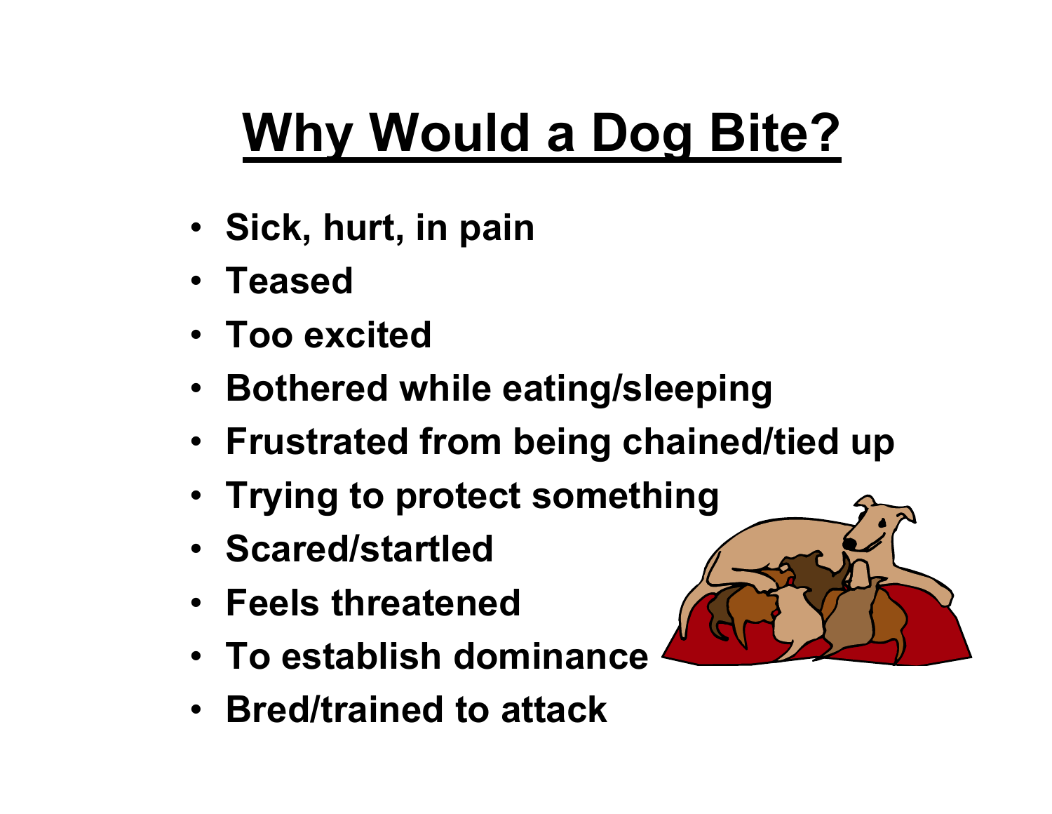# Why Would a Dog Bite?

- Sick, hurt, in pain
- Teased
- Too excited
- Bothered while eating/sleeping
- Frustrated from being chained/tied up
- Trying to protect something
- Scared/startled
- Feels threatened
- To establish dominance
- Bred/trained to attack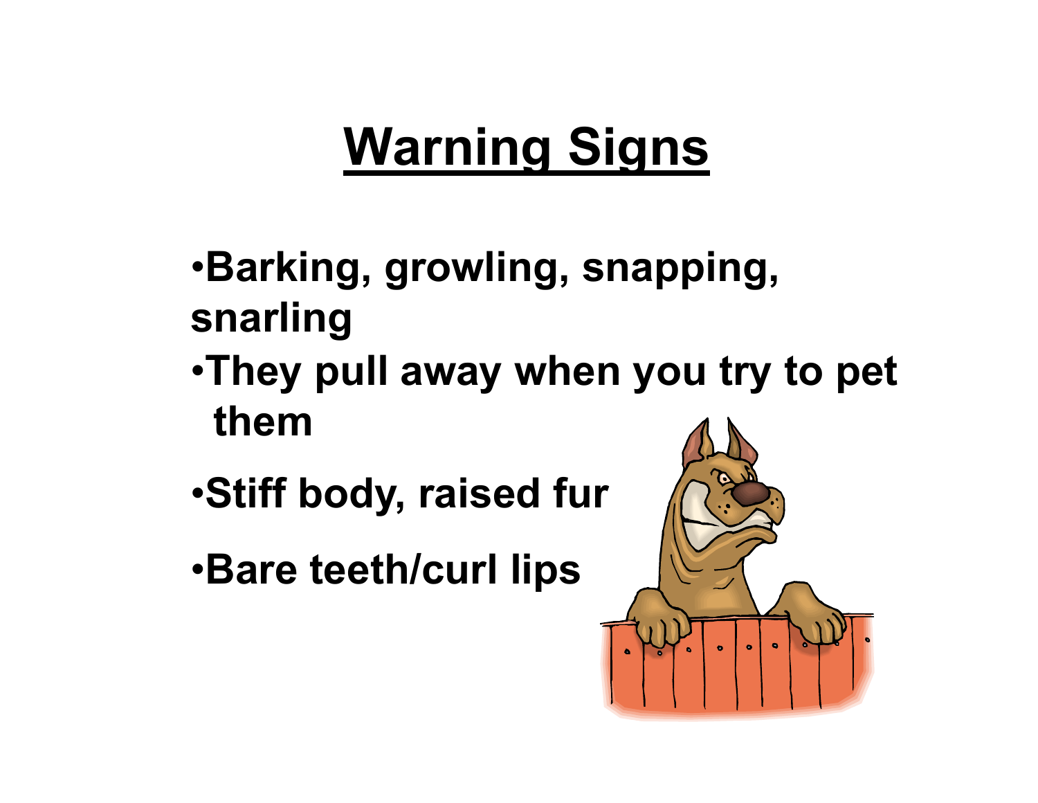# Warning Signs

- Barking, growling, snapping, snarling
- They pull away when you try to pet them
- Stiff body, raised fur
- Bare teeth/curl lips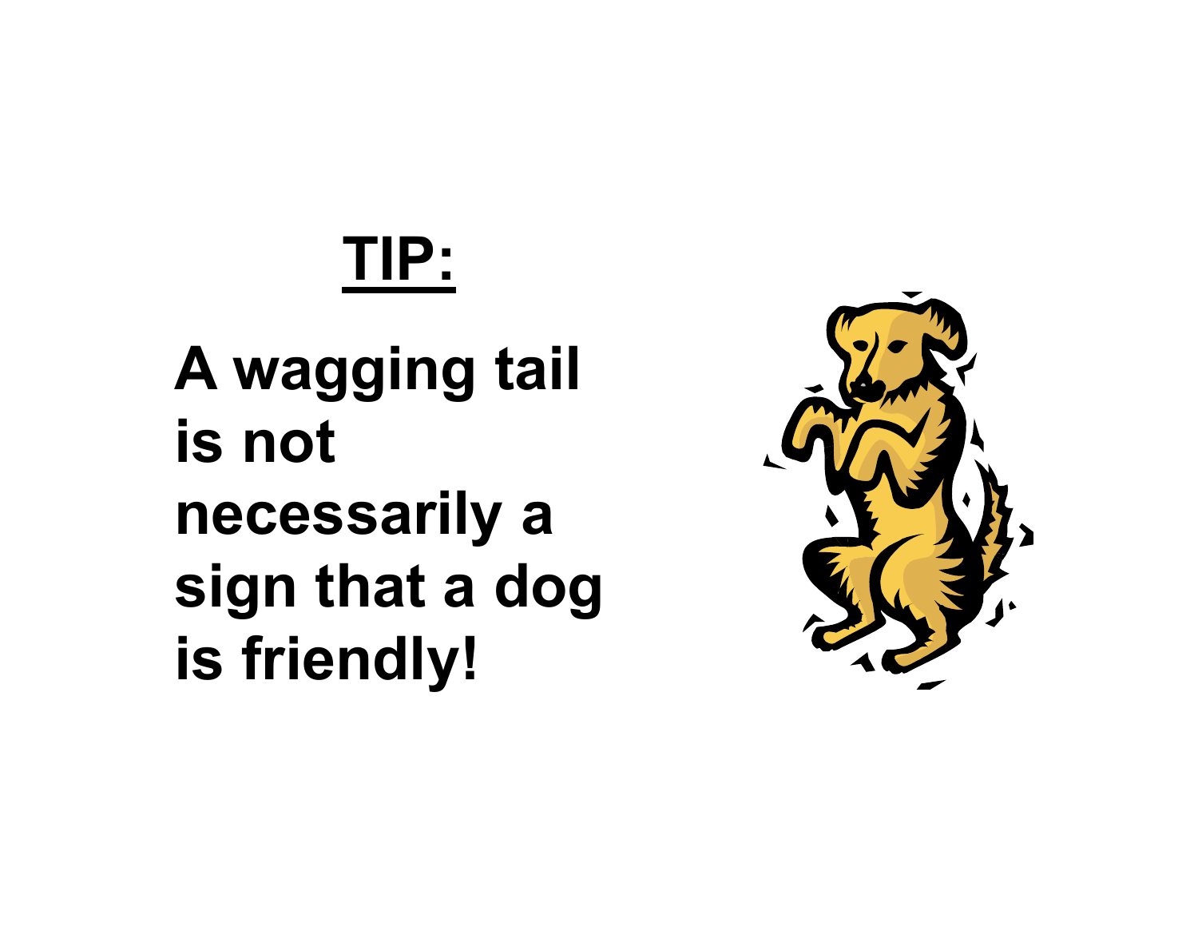# TIP:

**A wagging tail is not necessarily a sign that a dog is friendly!**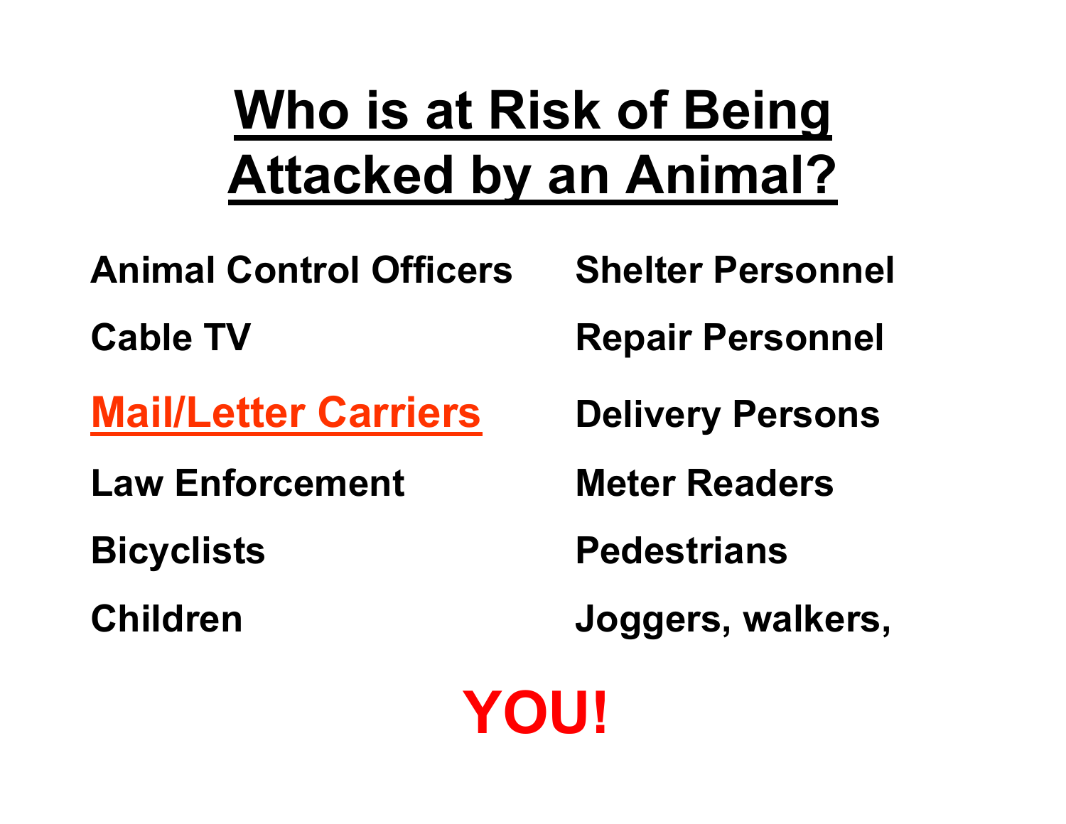# Who is at Risk of Being Attacked by an Animal?

Animal Control Officers

Shelter Personnel

Cable TV

Repair Personnel

**Mail/Letter Carriers**

Delivery Persons

Law Enforcement

Meter Readers

Bicyclists

Pedestrians

Children

Joggers, walkers,

**YOU!**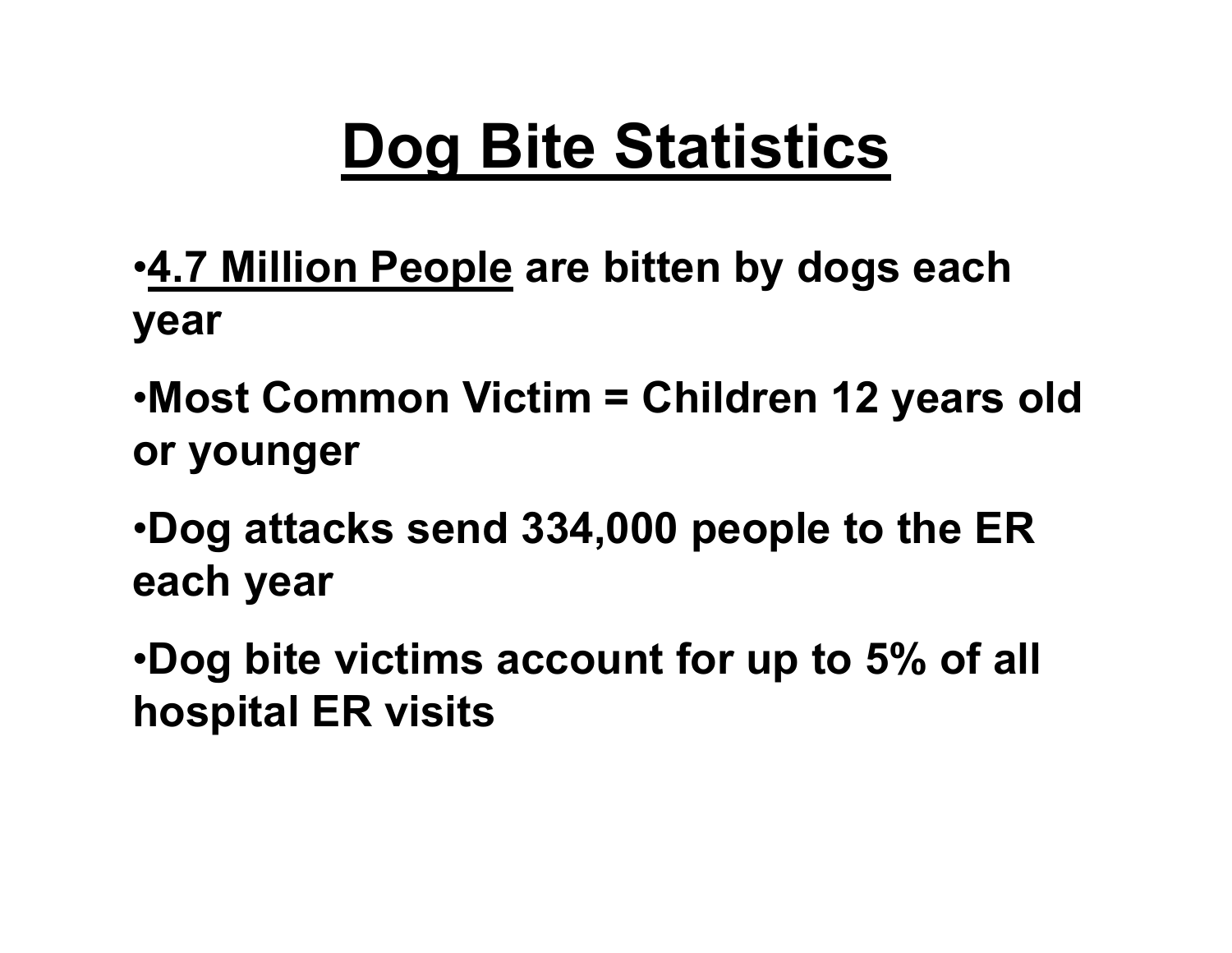# Dog Bite Statistics

- **4.7 Million People** are bitten by dogs each year
- Most Common Victim = Children 12 years old or younger
- Dog attacks send 334,000 people to the ER each year
- Dog bite victims account for up to 5% of all hospital ER visits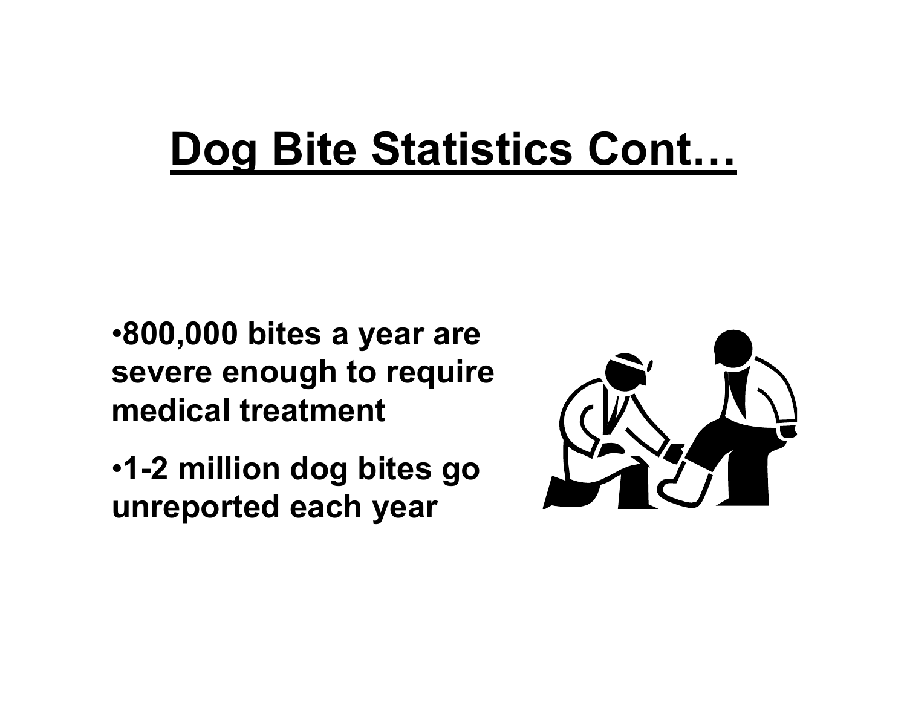# Dog Bite Statistics Cont…

- **800,000 bites a year are severe enough to require medical treatment**
- **1-2 million dog bites go unreported each year**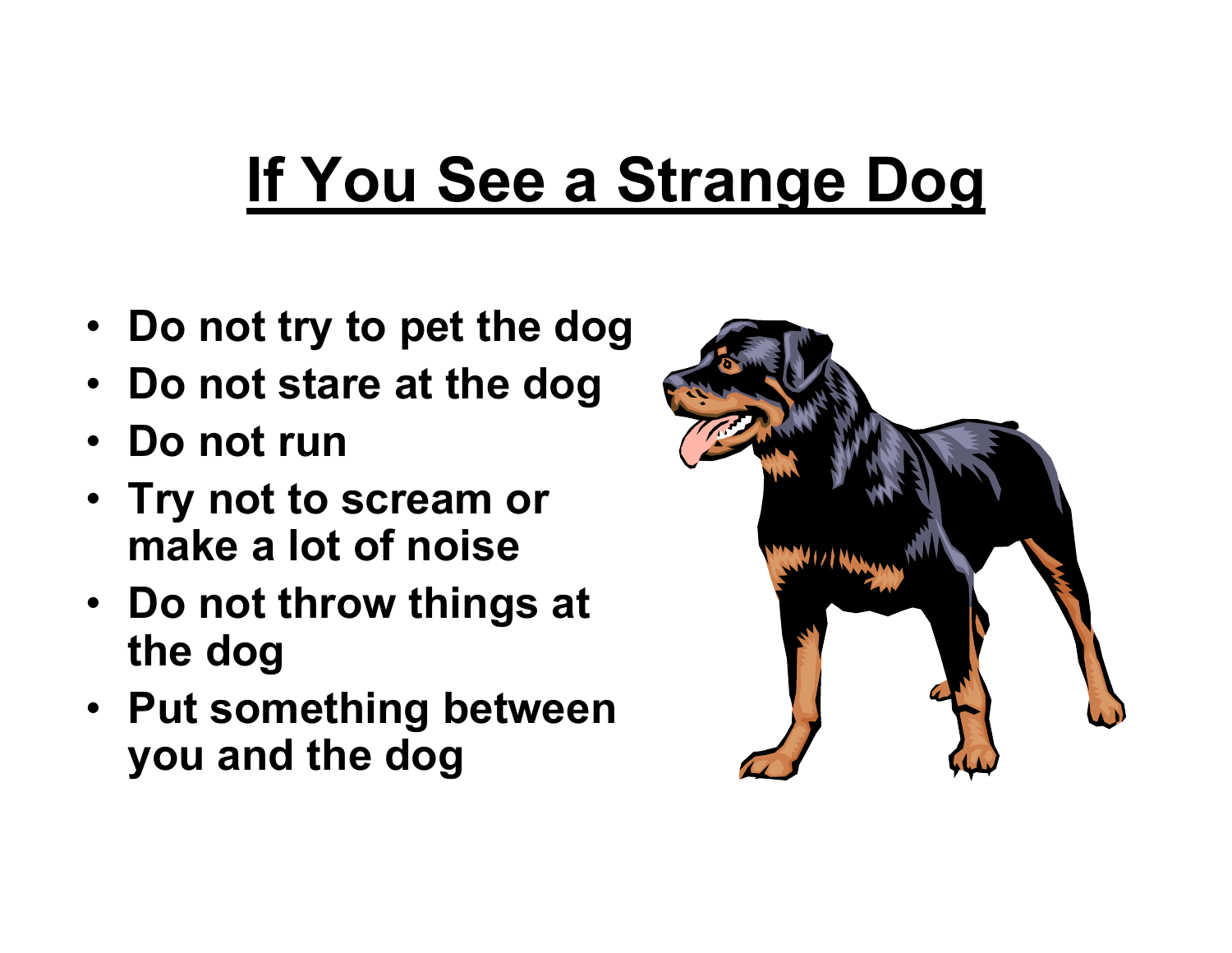# If You See a Strange Dog

- Do not try to pet the dog
- Do not stare at the dog
- Do not run
- Try not to scream or make a lot of noise
- Do not throw things at the dog
- Put something between you and the dog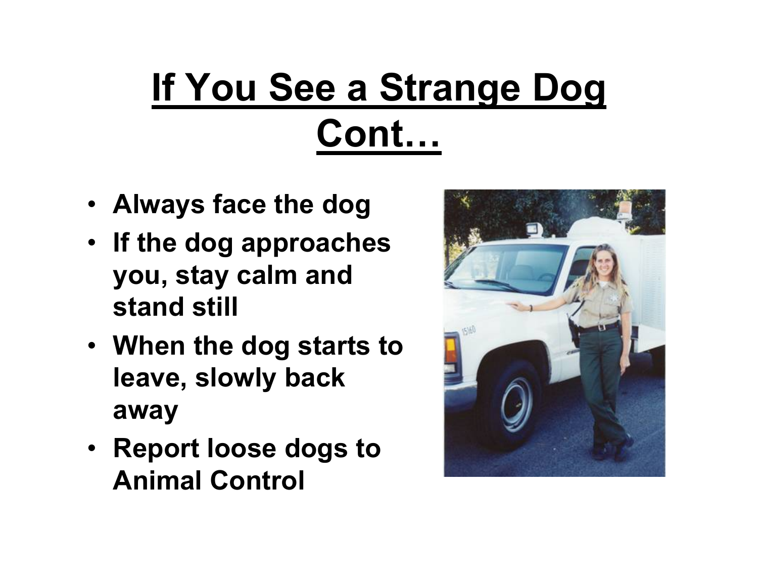# If You See a Strange Dog Cont…

- **Always face the dog**
- **If the dog approaches you, stay calm and stand still**
- **When the dog starts to leave, slowly back away**
- **Report loose dogs to Animal Control**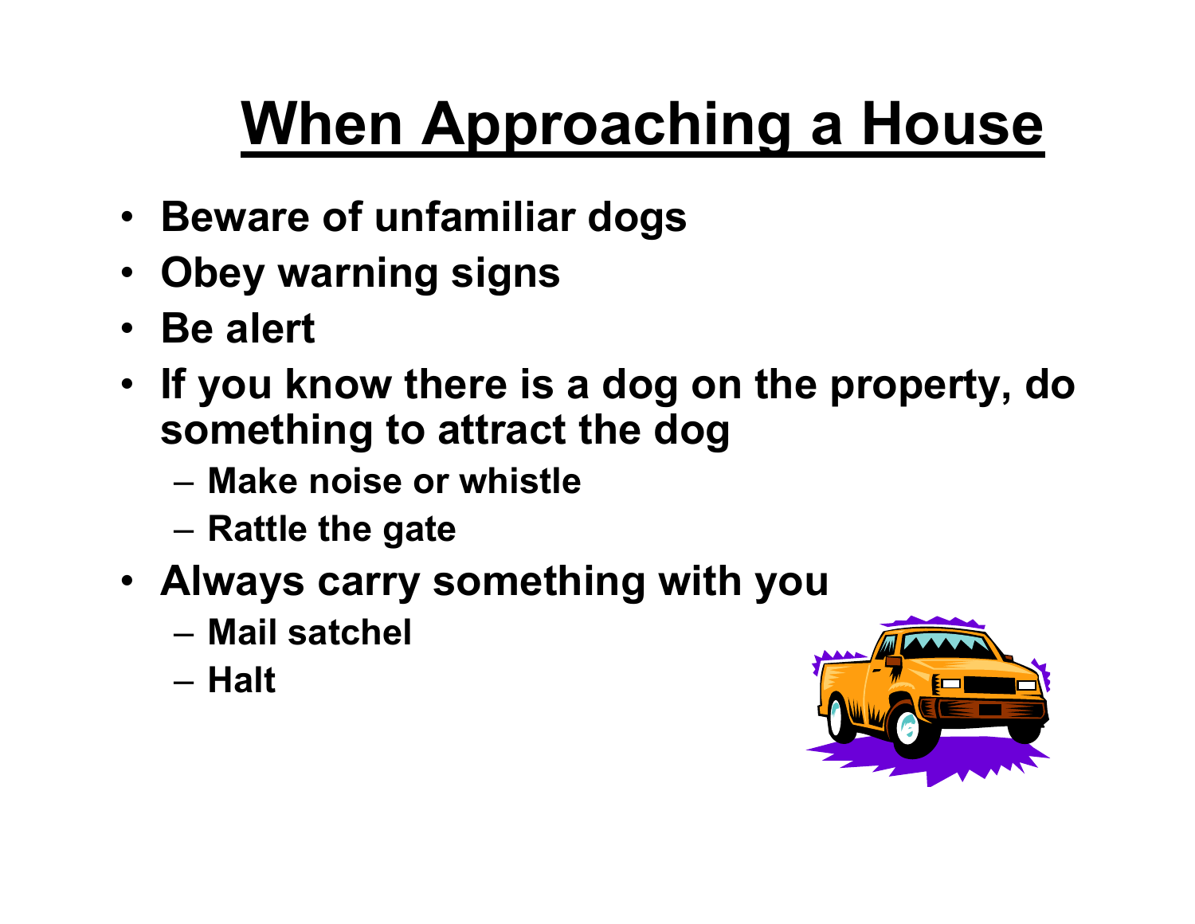# When Approaching a House

- Beware of unfamiliar dogs
- Obey warning signs
- Be alert
- If you know there is a dog on the property, do something to attract the dog
  - Make noise or whistle
  - Rattle the gate
- Always carry something with you
  - Mail satchel
  - Halt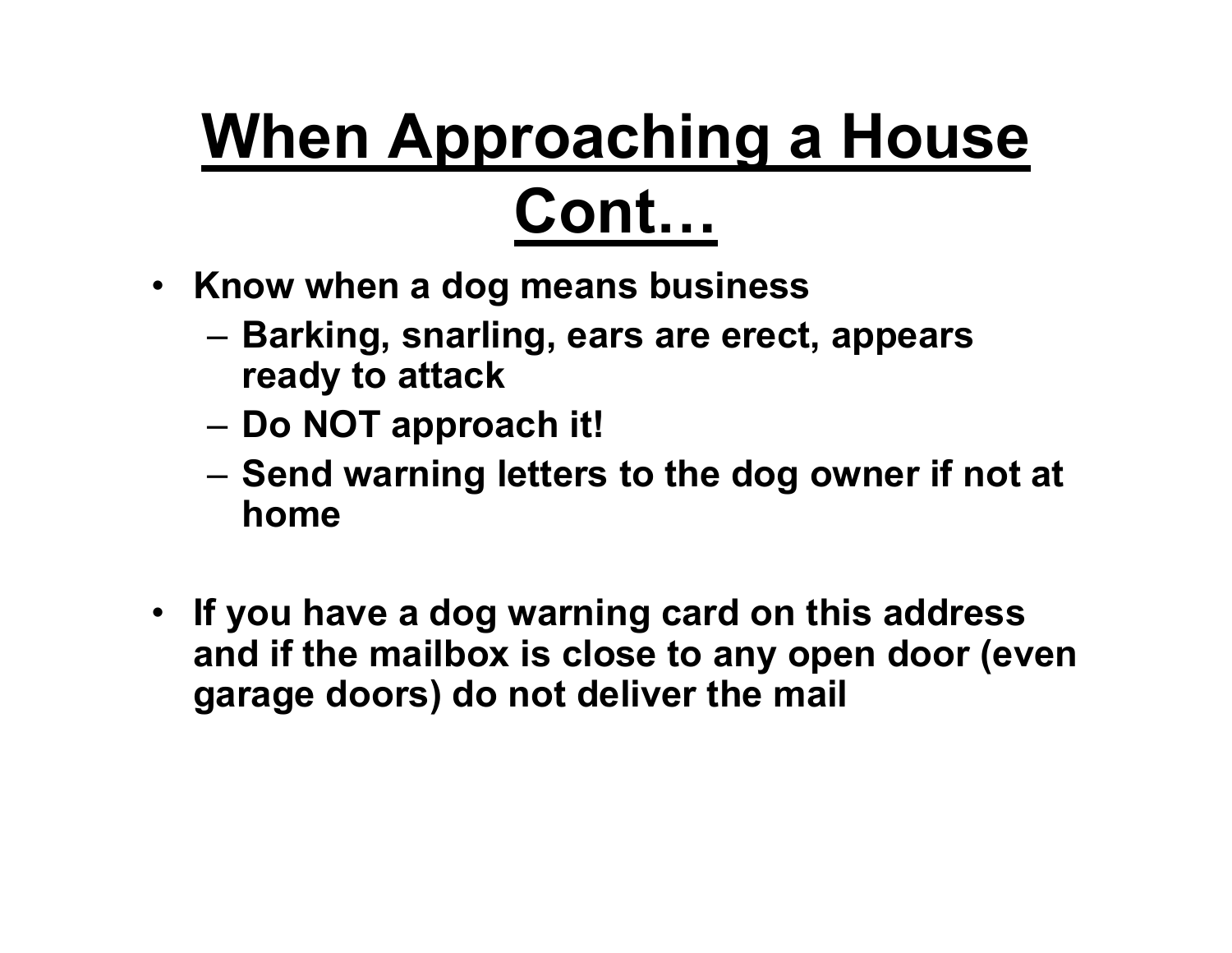# When Approaching a House Cont…

- **Know when a dog means business**
  - **Barking, snarling, ears are erect, appears ready to attack**
  - **Do NOT approach it!**
  - **Send warning letters to the dog owner if not at home**

- **If you have a dog warning card on this address and if the mailbox is close to any open door (even garage doors) do not deliver the mail**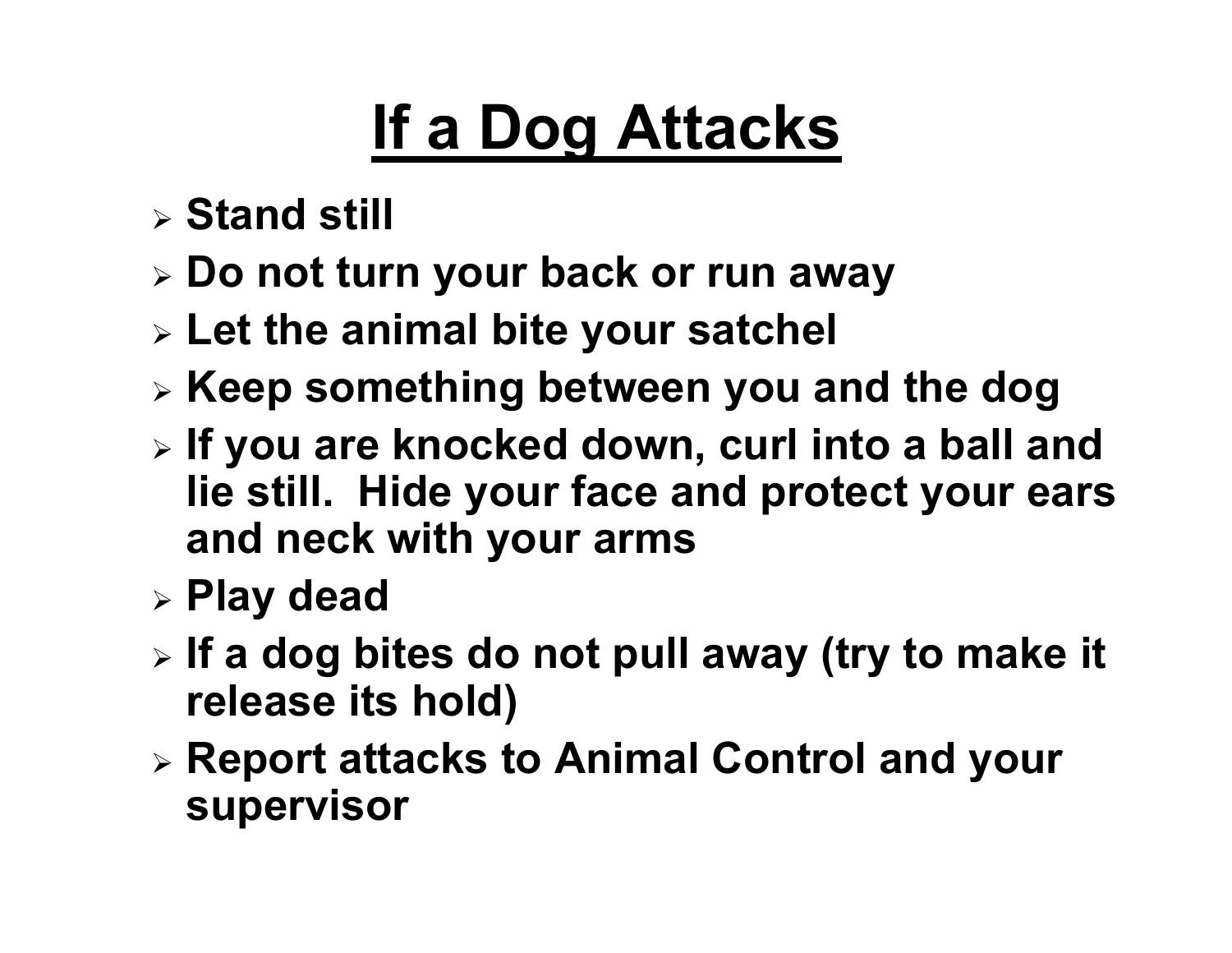# If a Dog Attacks

- Stand still
- Do not turn your back or run away
- Let the animal bite your satchel
- Keep something between you and the dog
- If you are knocked down, curl into a ball and lie still. Hide your face and protect your ears and neck with your arms
- Play dead
- If a dog bites do not pull away (try to make it release its hold)
- Report attacks to Animal Control and your supervisor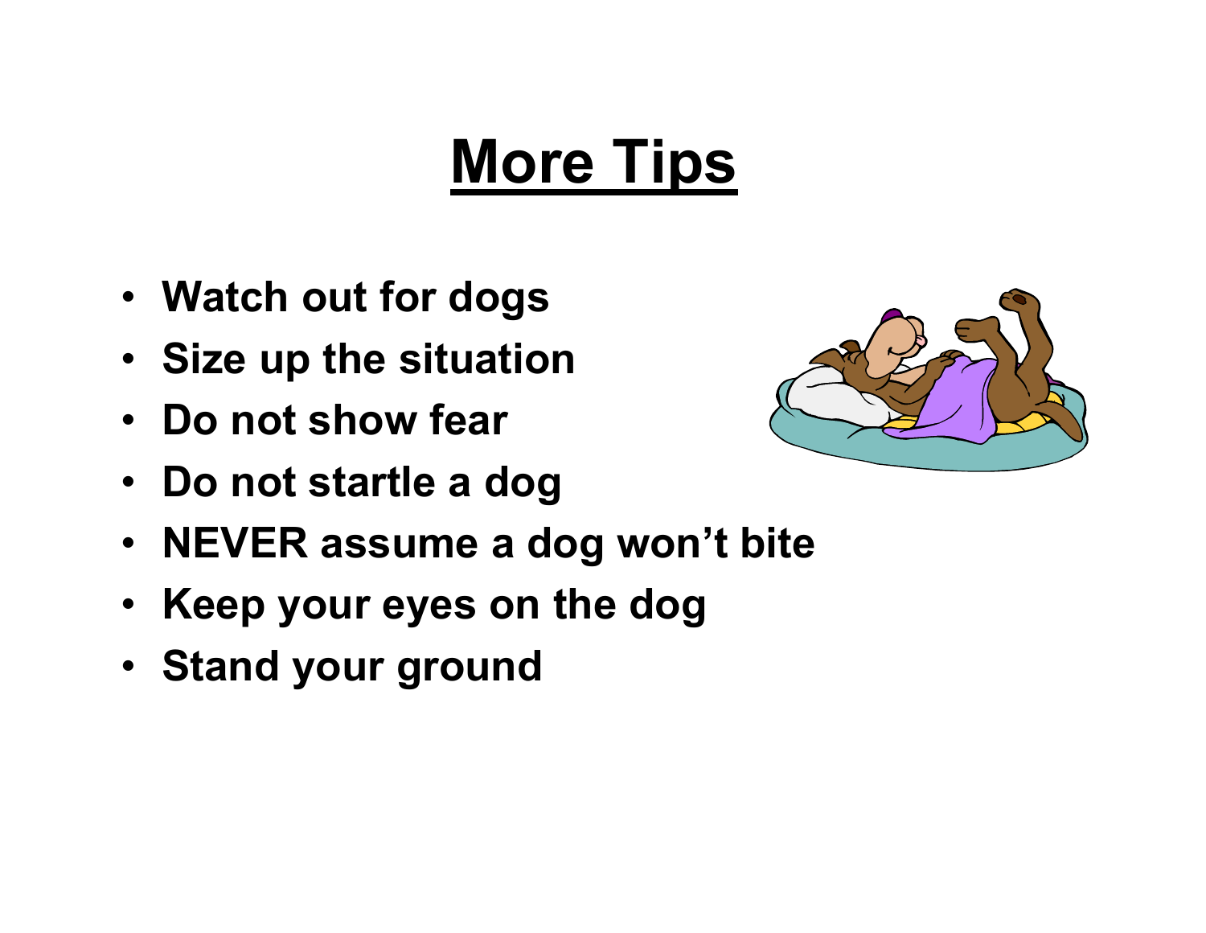# More Tips

- Watch out for dogs
- Size up the situation
- Do not show fear
- Do not startle a dog
- NEVER assume a dog won't bite
- Keep your eyes on the dog
- Stand your ground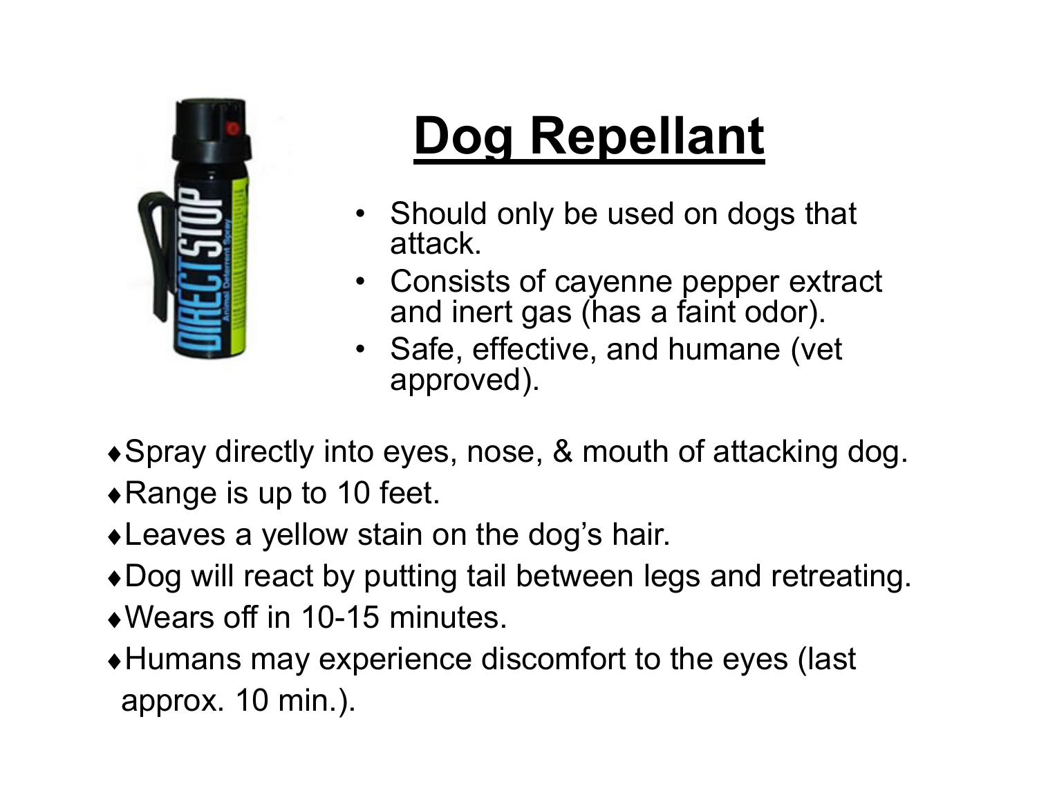# Dog Repellant

- Should only be used on dogs that attack.
- Consists of cayenne pepper extract and inert gas (has a faint odor).
- Safe, effective, and humane (vet approved).

♦Spray directly into eyes, nose, & mouth of attacking dog.

♦Range is up to 10 feet.

♦Leaves a yellow stain on the dog's hair.

♦Dog will react by putting tail between legs and retreating.

♦Wears off in 10-15 minutes.

♦Humans may experience discomfort to the eyes (last approx. 10 min.).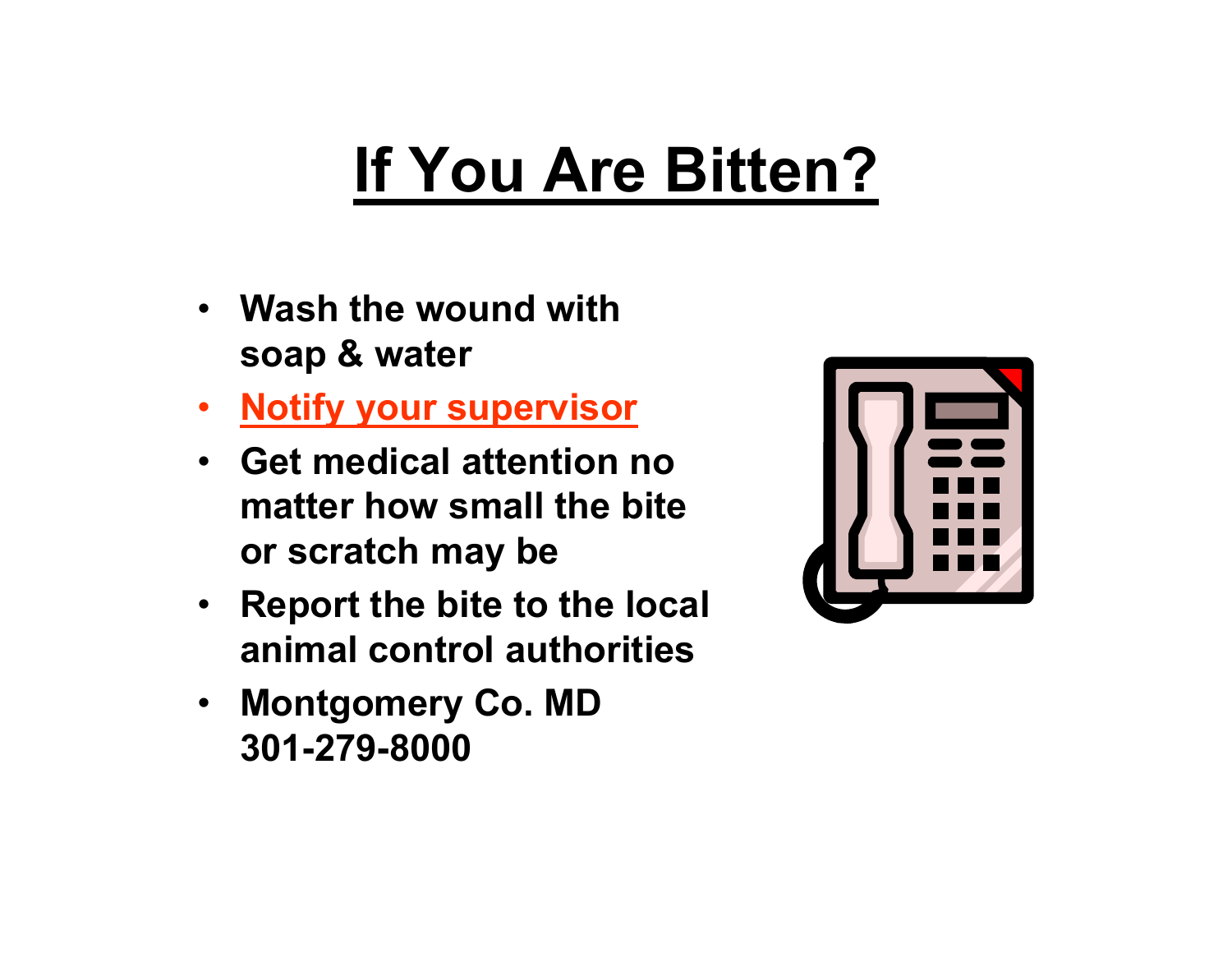# If You Are Bitten?

- Wash the wound with soap & water
- Notify your supervisor
- Get medical attention no matter how small the bite or scratch may be
- Report the bite to the local animal control authorities
- Montgomery Co. MD 301-279-8000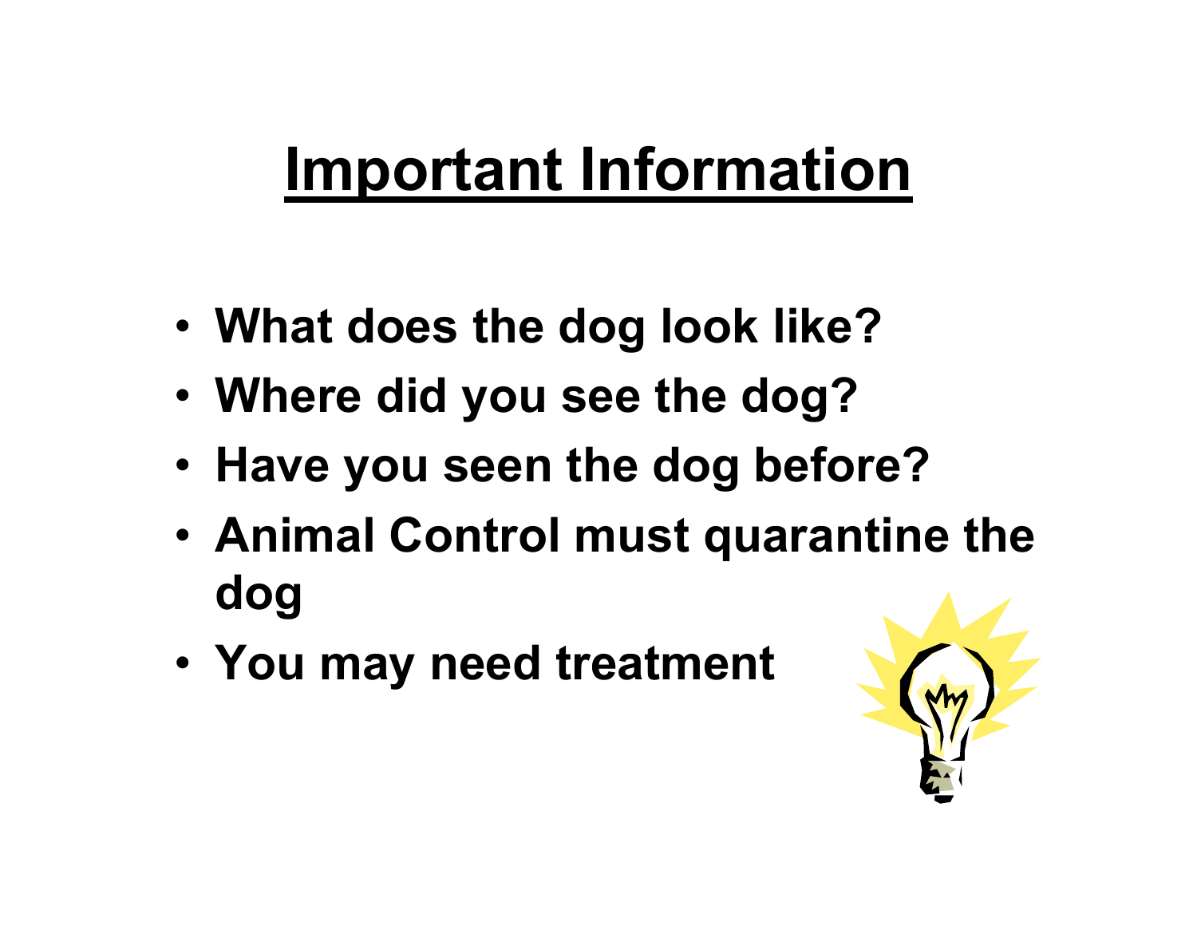# Important Information

- What does the dog look like?
- Where did you see the dog?
- Have you seen the dog before?
- Animal Control must quarantine the dog
- You may need treatment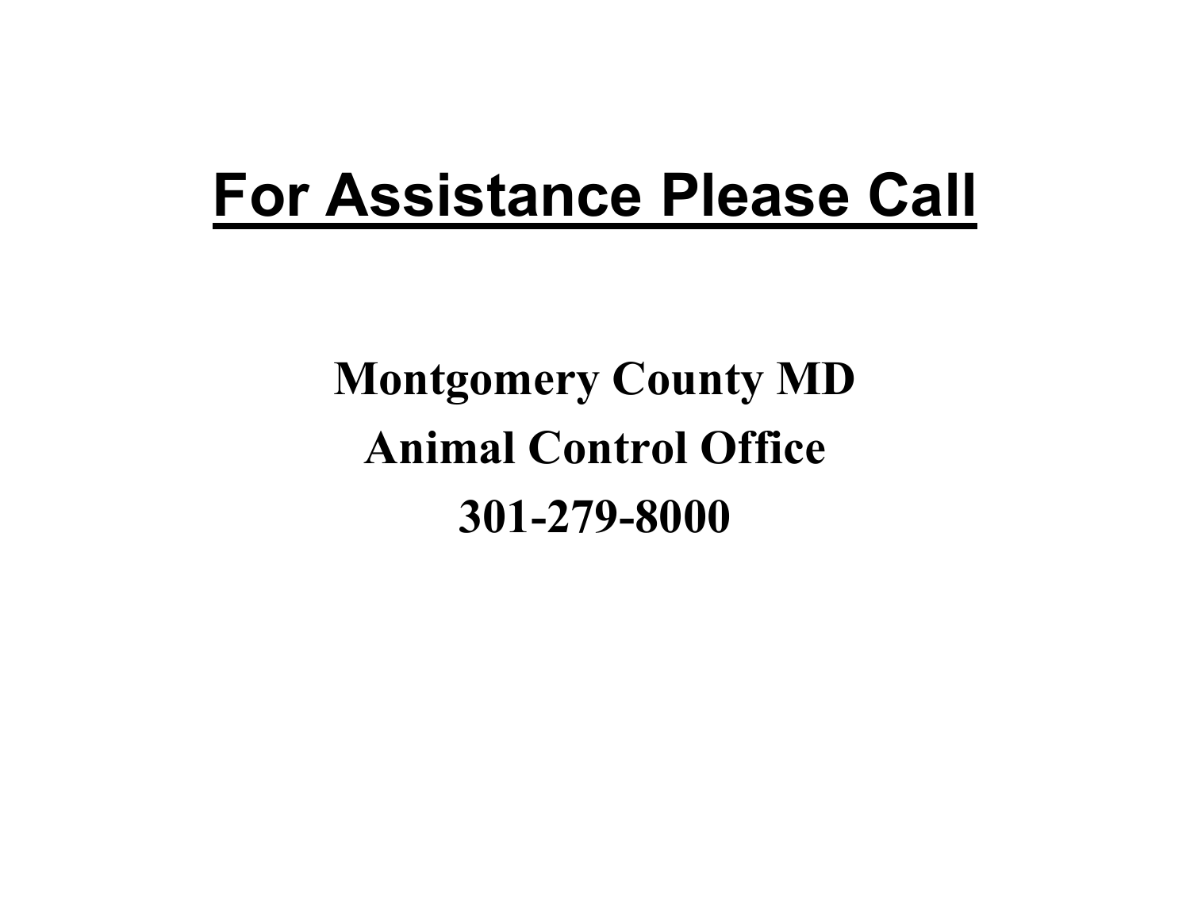# <u>For Assistance Please Call</u>

**Montgomery County MD**

**Animal Control Office**

**301-279-8000**